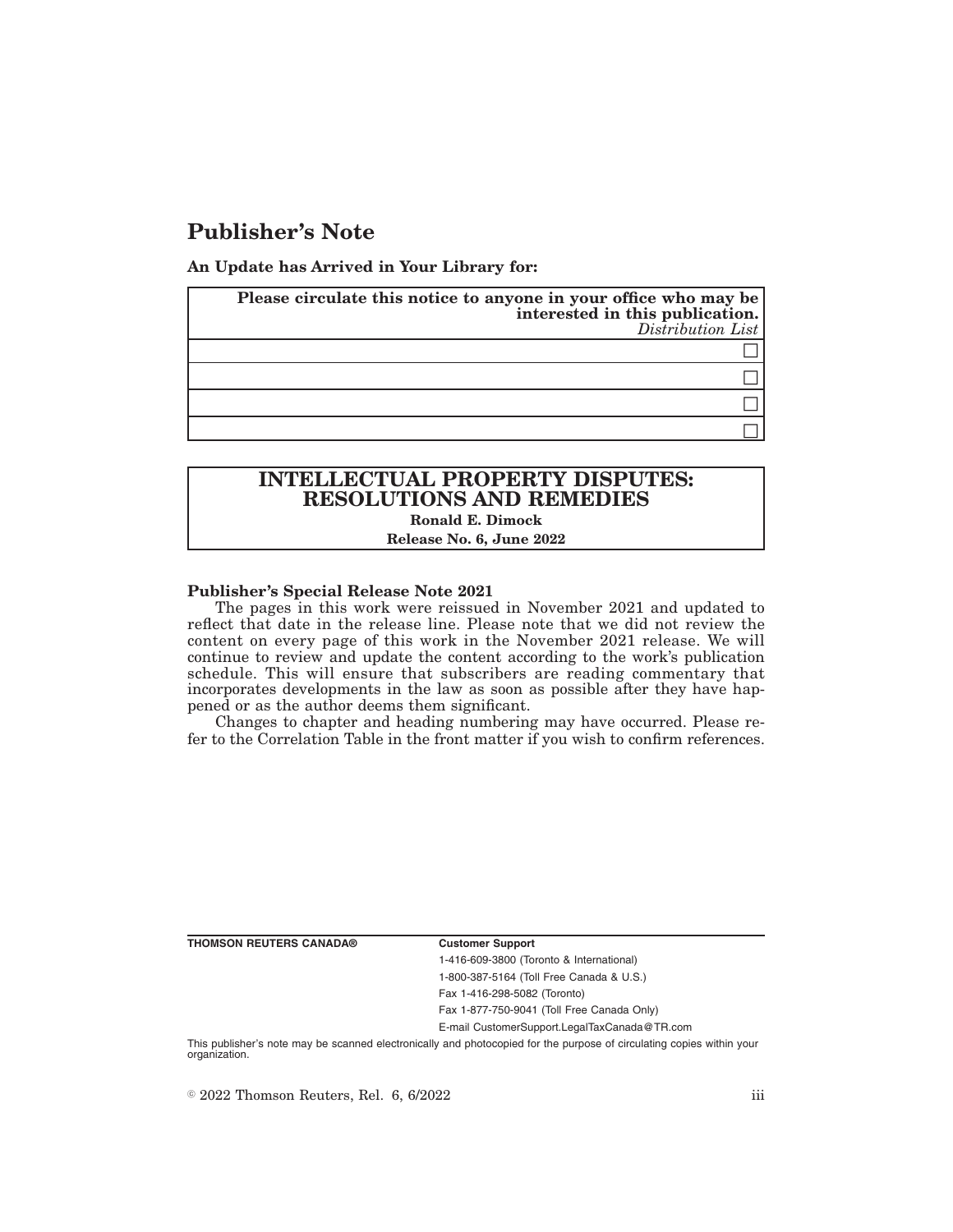# Publisher's Note

**An Update has Arrived in Your Library for:**

| **Please circulate this notice to anyone in your office who may be interested in this publication.** *Distribution List* |
|---|
| ☐ |
| ☐ |
| ☐ |
| ☐ |

## INTELLECTUAL PROPERTY DISPUTES: RESOLUTIONS AND REMEDIES

**Ronald E. Dimock**

**Release No. 6, June 2022**

**Publisher's Special Release Note 2021**

The pages in this work were reissued in November 2021 and updated to reflect that date in the release line. Please note that we did not review the content on every page of this work in the November 2021 release. We will continue to review and update the content according to the work's publication schedule. This will ensure that subscribers are reading commentary that incorporates developments in the law as soon as possible after they have happened or as the author deems them significant.

Changes to chapter and heading numbering may have occurred. Please refer to the Correlation Table in the front matter if you wish to confirm references.

**THOMSON REUTERS CANADA®**

**Customer Support**

1-416-609-3800 (Toronto & International)

1-800-387-5164 (Toll Free Canada & U.S.)

Fax 1-416-298-5082 (Toronto)

Fax 1-877-750-9041 (Toll Free Canada Only)

E-mail CustomerSupport.LegalTaxCanada@TR.com

This publisher's note may be scanned electronically and photocopied for the purpose of circulating copies within your organization.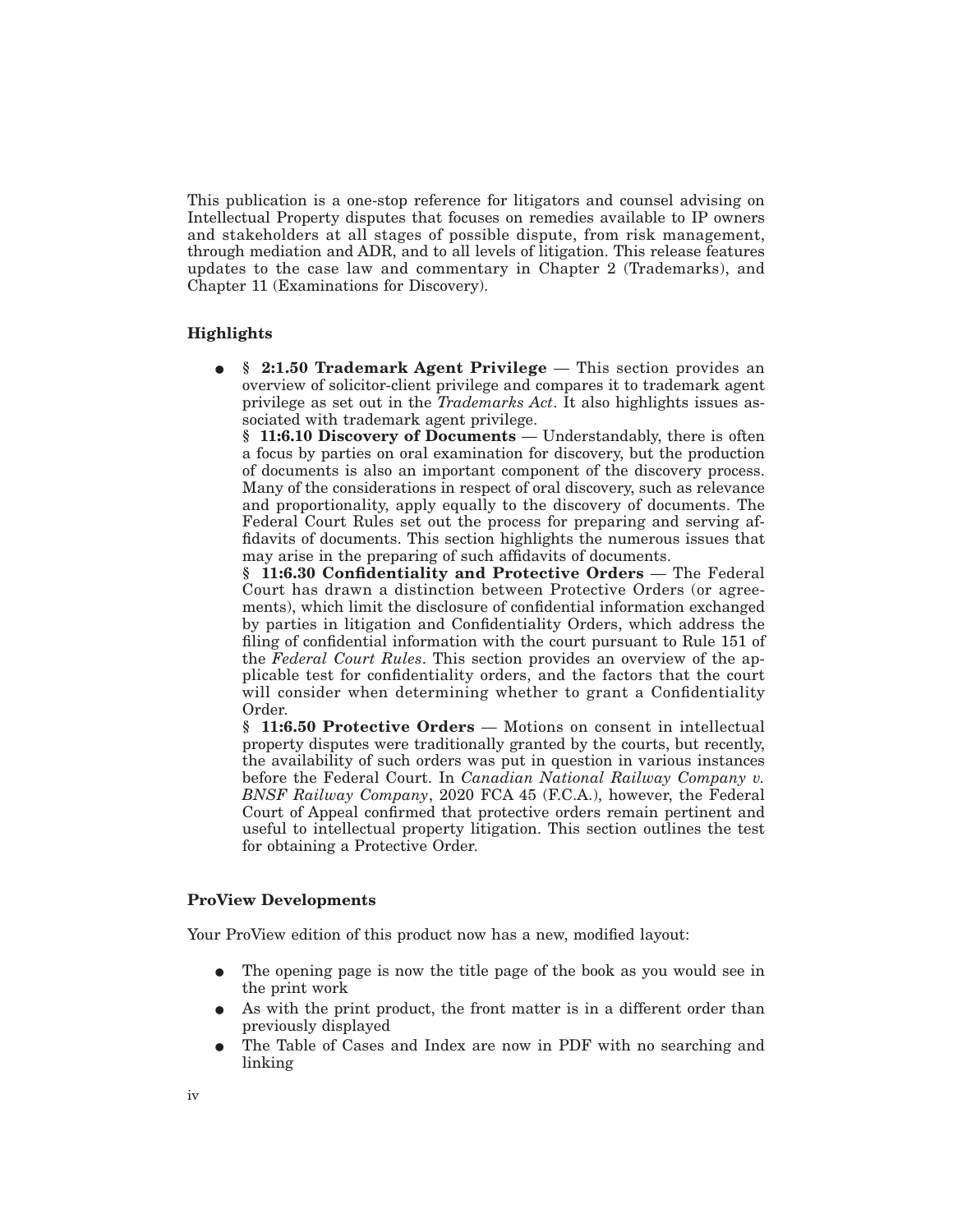This publication is a one-stop reference for litigators and counsel advising on Intellectual Property disputes that focuses on remedies available to IP owners and stakeholders at all stages of possible dispute, from risk management, through mediation and ADR, and to all levels of litigation. This release features updates to the case law and commentary in Chapter 2 (Trademarks), and Chapter 11 (Examinations for Discovery).

### Highlights

- **§ 2:1.50 Trademark Agent Privilege** — This section provides an overview of solicitor-client privilege and compares it to trademark agent privilege as set out in the *Trademarks Act*. It also highlights issues associated with trademark agent privilege.
  **§ 11:6.10 Discovery of Documents** — Understandably, there is often a focus by parties on oral examination for discovery, but the production of documents is also an important component of the discovery process. Many of the considerations in respect of oral discovery, such as relevance and proportionality, apply equally to the discovery of documents. The Federal Court Rules set out the process for preparing and serving affidavits of documents. This section highlights the numerous issues that may arise in the preparing of such affidavits of documents.
  **§ 11:6.30 Confidentiality and Protective Orders** — The Federal Court has drawn a distinction between Protective Orders (or agreements), which limit the disclosure of confidential information exchanged by parties in litigation and Confidentiality Orders, which address the filing of confidential information with the court pursuant to Rule 151 of the *Federal Court Rules*. This section provides an overview of the applicable test for confidentiality orders, and the factors that the court will consider when determining whether to grant a Confidentiality Order.
  **§ 11:6.50 Protective Orders** — Motions on consent in intellectual property disputes were traditionally granted by the courts, but recently, the availability of such orders was put in question in various instances before the Federal Court. In *Canadian National Railway Company v. BNSF Railway Company*, 2020 FCA 45 (F.C.A.), however, the Federal Court of Appeal confirmed that protective orders remain pertinent and useful to intellectual property litigation. This section outlines the test for obtaining a Protective Order.

### ProView Developments

Your ProView edition of this product now has a new, modified layout:

- The opening page is now the title page of the book as you would see in the print work
- As with the print product, the front matter is in a different order than previously displayed
- The Table of Cases and Index are now in PDF with no searching and linking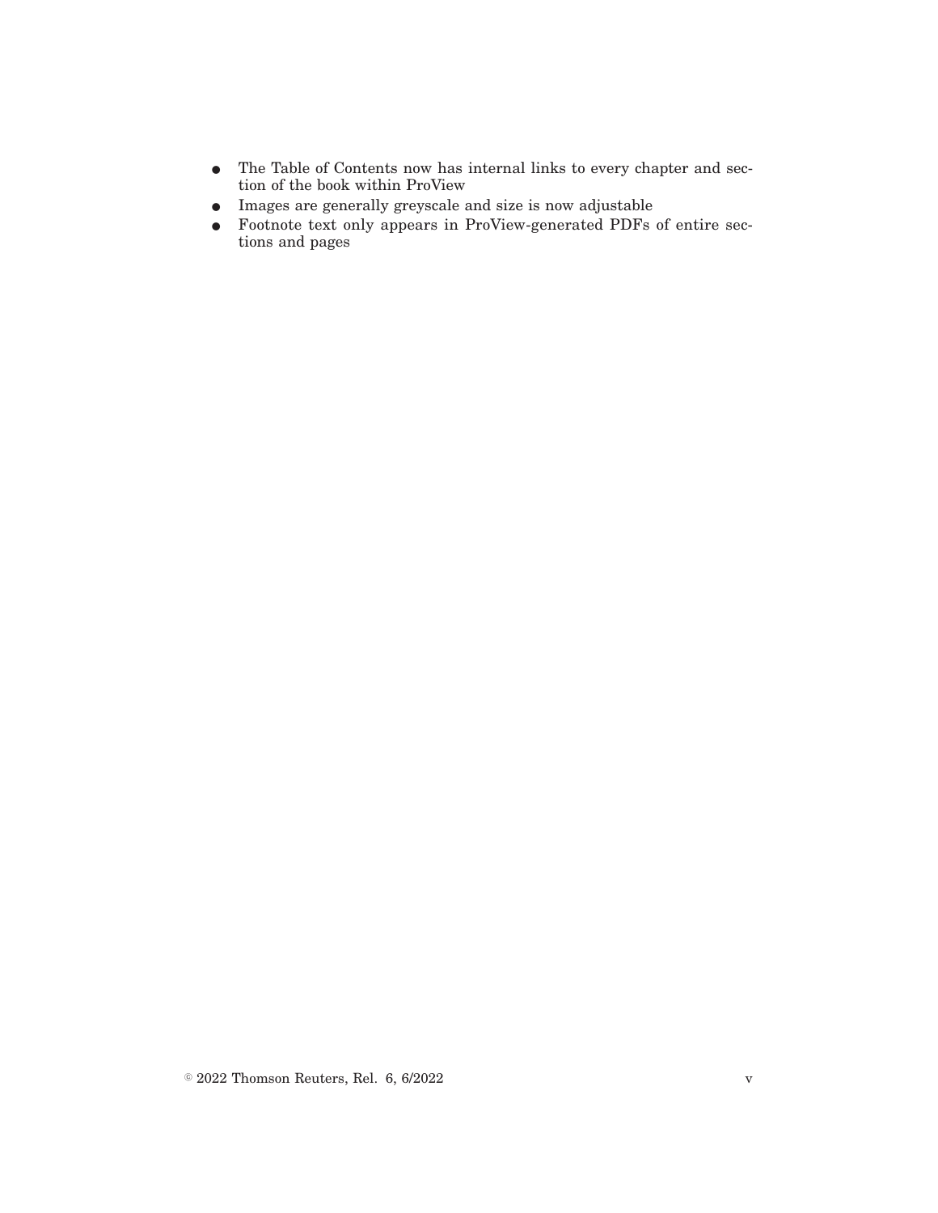- The Table of Contents now has internal links to every chapter and section of the book within ProView
- Images are generally greyscale and size is now adjustable
- Footnote text only appears in ProView-generated PDFs of entire sections and pages